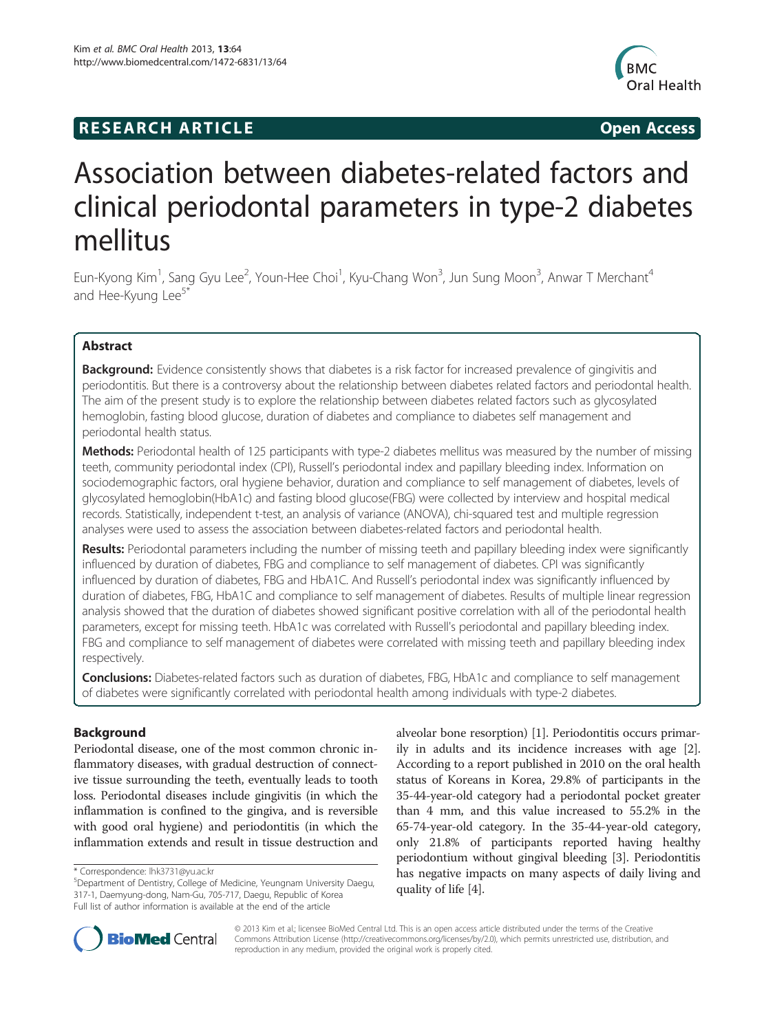**RESEARCH ARTICLE** **Open Access**

# Association between diabetes-related factors and clinical periodontal parameters in type-2 diabetes mellitus

Eun-Kyong Kim[1], Sang Gyu Lee[2], Youn-Hee Choi[1], Kyu-Chang Won[3], Jun Sung Moon[3], Anwar T Merchant[4] and Hee-Kyung Lee[5*]

## Abstract

**Background:** Evidence consistently shows that diabetes is a risk factor for increased prevalence of gingivitis and periodontitis. But there is a controversy about the relationship between diabetes related factors and periodontal health. The aim of the present study is to explore the relationship between diabetes related factors such as glycosylated hemoglobin, fasting blood glucose, duration of diabetes and compliance to diabetes self management and periodontal health status.

**Methods:** Periodontal health of 125 participants with type-2 diabetes mellitus was measured by the number of missing teeth, community periodontal index (CPI), Russell's periodontal index and papillary bleeding index. Information on sociodemographic factors, oral hygiene behavior, duration and compliance to self management of diabetes, levels of glycosylated hemoglobin(HbA1c) and fasting blood glucose(FBG) were collected by interview and hospital medical records. Statistically, independent t-test, an analysis of variance (ANOVA), chi-squared test and multiple regression analyses were used to assess the association between diabetes-related factors and periodontal health.

**Results:** Periodontal parameters including the number of missing teeth and papillary bleeding index were significantly influenced by duration of diabetes, FBG and compliance to self management of diabetes. CPI was significantly influenced by duration of diabetes, FBG and HbA1C. And Russell's periodontal index was significantly influenced by duration of diabetes, FBG, HbA1C and compliance to self management of diabetes. Results of multiple linear regression analysis showed that the duration of diabetes showed significant positive correlation with all of the periodontal health parameters, except for missing teeth. HbA1c was correlated with Russell's periodontal and papillary bleeding index. FBG and compliance to self management of diabetes were correlated with missing teeth and papillary bleeding index respectively.

**Conclusions:** Diabetes-related factors such as duration of diabetes, FBG, HbA1c and compliance to self management of diabetes were significantly correlated with periodontal health among individuals with type-2 diabetes.

## Background

Periodontal disease, one of the most common chronic inflammatory diseases, with gradual destruction of connective tissue surrounding the teeth, eventually leads to tooth loss. Periodontal diseases include gingivitis (in which the inflammation is confined to the gingiva, and is reversible with good oral hygiene) and periodontitis (in which the inflammation extends and result in tissue destruction and alveolar bone resorption) [1]. Periodontitis occurs primarily in adults and its incidence increases with age [2]. According to a report published in 2010 on the oral health status of Koreans in Korea, 29.8% of participants in the 35-44-year-old category had a periodontal pocket greater than 4 mm, and this value increased to 55.2% in the 65-74-year-old category. In the 35-44-year-old category, only 21.8% of participants reported having healthy periodontium without gingival bleeding [3]. Periodontitis has negative impacts on many aspects of daily living and quality of life [4].

\* Correspondence: lhk3731@yu.ac.kr
[5]Department of Dentistry, College of Medicine, Yeungnam University Daegu, 317-1, Daemyung-dong, Nam-Gu, 705-717, Daegu, Republic of Korea
Full list of author information is available at the end of the article

© 2013 Kim et al.; licensee BioMed Central Ltd. This is an open access article distributed under the terms of the Creative Commons Attribution License (http://creativecommons.org/licenses/by/2.0), which permits unrestricted use, distribution, and reproduction in any medium, provided the original work is properly cited.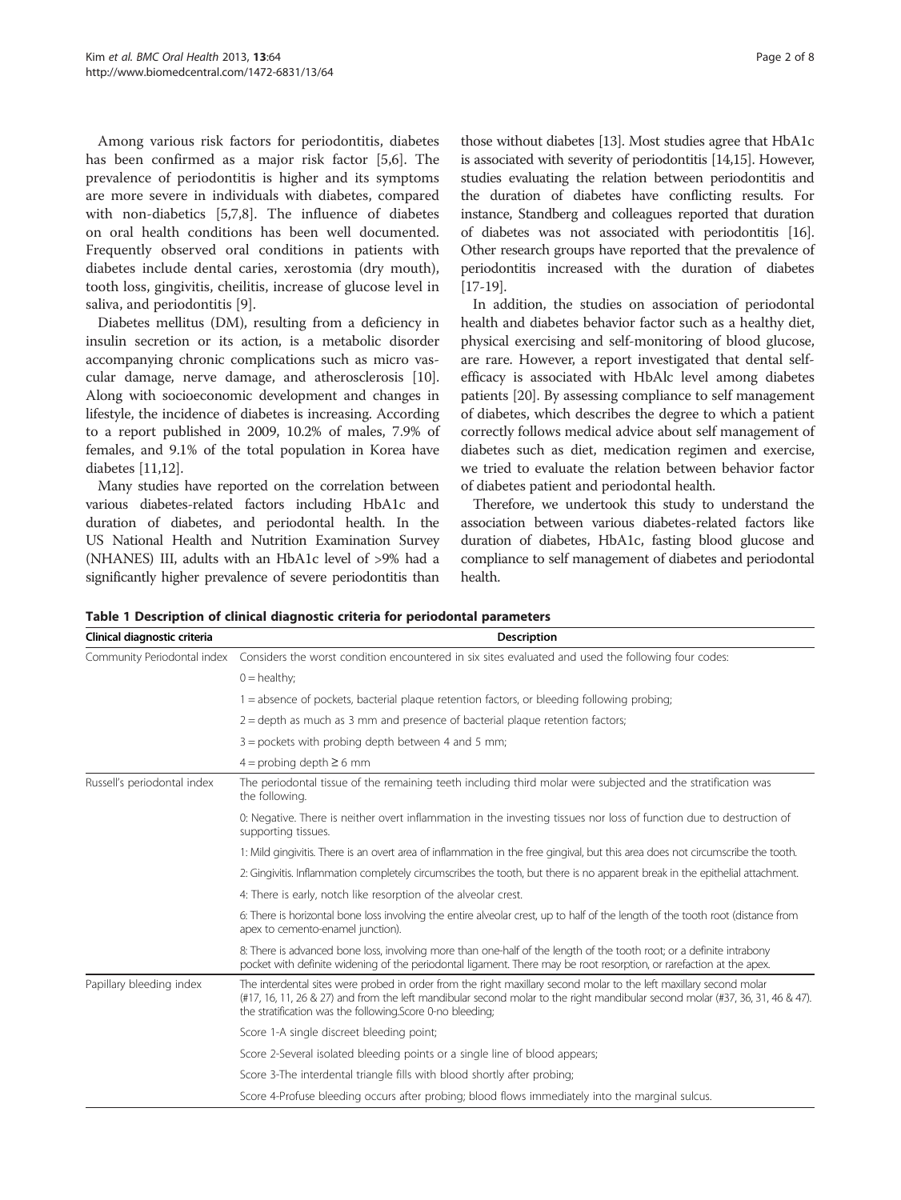Among various risk factors for periodontitis, diabetes has been confirmed as a major risk factor [5,6]. The prevalence of periodontitis is higher and its symptoms are more severe in individuals with diabetes, compared with non-diabetics [5,7,8]. The influence of diabetes on oral health conditions has been well documented. Frequently observed oral conditions in patients with diabetes include dental caries, xerostomia (dry mouth), tooth loss, gingivitis, cheilitis, increase of glucose level in saliva, and periodontitis [9].

Diabetes mellitus (DM), resulting from a deficiency in insulin secretion or its action, is a metabolic disorder accompanying chronic complications such as micro vascular damage, nerve damage, and atherosclerosis [10]. Along with socioeconomic development and changes in lifestyle, the incidence of diabetes is increasing. According to a report published in 2009, 10.2% of males, 7.9% of females, and 9.1% of the total population in Korea have diabetes [11,12].

Many studies have reported on the correlation between various diabetes-related factors including HbA1c and duration of diabetes, and periodontal health. In the US National Health and Nutrition Examination Survey (NHANES) III, adults with an HbA1c level of >9% had a significantly higher prevalence of severe periodontitis than those without diabetes [13]. Most studies agree that HbA1c is associated with severity of periodontitis [14,15]. However, studies evaluating the relation between periodontitis and the duration of diabetes have conflicting results. For instance, Standberg and colleagues reported that duration of diabetes was not associated with periodontitis [16]. Other research groups have reported that the prevalence of periodontitis increased with the duration of diabetes [17-19].

In addition, the studies on association of periodontal health and diabetes behavior factor such as a healthy diet, physical exercising and self-monitoring of blood glucose, are rare. However, a report investigated that dental self-efficacy is associated with HbAlc level among diabetes patients [20]. By assessing compliance to self management of diabetes, which describes the degree to which a patient correctly follows medical advice about self management of diabetes such as diet, medication regimen and exercise, we tried to evaluate the relation between behavior factor of diabetes patient and periodontal health.

Therefore, we undertook this study to understand the association between various diabetes-related factors like duration of diabetes, HbA1c, fasting blood glucose and compliance to self management of diabetes and periodontal health.

**Table 1 Description of clinical diagnostic criteria for periodontal parameters**

| Clinical diagnostic criteria | Description |
|---|---|
| Community Periodontal index | Considers the worst condition encountered in six sites evaluated and used the following four codes: |
| | 0 = healthy; |
| | 1 = absence of pockets, bacterial plaque retention factors, or bleeding following probing; |
| | 2 = depth as much as 3 mm and presence of bacterial plaque retention factors; |
| | 3 = pockets with probing depth between 4 and 5 mm; |
| | 4 = probing depth ≥ 6 mm |
| Russell's periodontal index | The periodontal tissue of the remaining teeth including third molar were subjected and the stratification was the following. |
| | 0: Negative. There is neither overt inflammation in the investing tissues nor loss of function due to destruction of supporting tissues. |
| | 1: Mild gingivitis. There is an overt area of inflammation in the free gingival, but this area does not circumscribe the tooth. |
| | 2: Gingivitis. Inflammation completely circumscribes the tooth, but there is no apparent break in the epithelial attachment. |
| | 4: There is early, notch like resorption of the alveolar crest. |
| | 6: There is horizontal bone loss involving the entire alveolar crest, up to half of the length of the tooth root (distance from apex to cemento-enamel junction). |
| | 8: There is advanced bone loss, involving more than one-half of the length of the tooth root; or a definite intrabony pocket with definite widening of the periodontal ligament. There may be root resorption, or rarefaction at the apex. |
| Papillary bleeding index | The interdental sites were probed in order from the right maxillary second molar to the left maxillary second molar (#17, 16, 11, 26 & 27) and from the left mandibular second molar to the right mandibular second molar (#37, 36, 31, 46 & 47). the stratification was the following.Score 0-no bleeding; |
| | Score 1-A single discreet bleeding point; |
| | Score 2-Several isolated bleeding points or a single line of blood appears; |
| | Score 3-The interdental triangle fills with blood shortly after probing; |
| | Score 4-Profuse bleeding occurs after probing; blood flows immediately into the marginal sulcus. |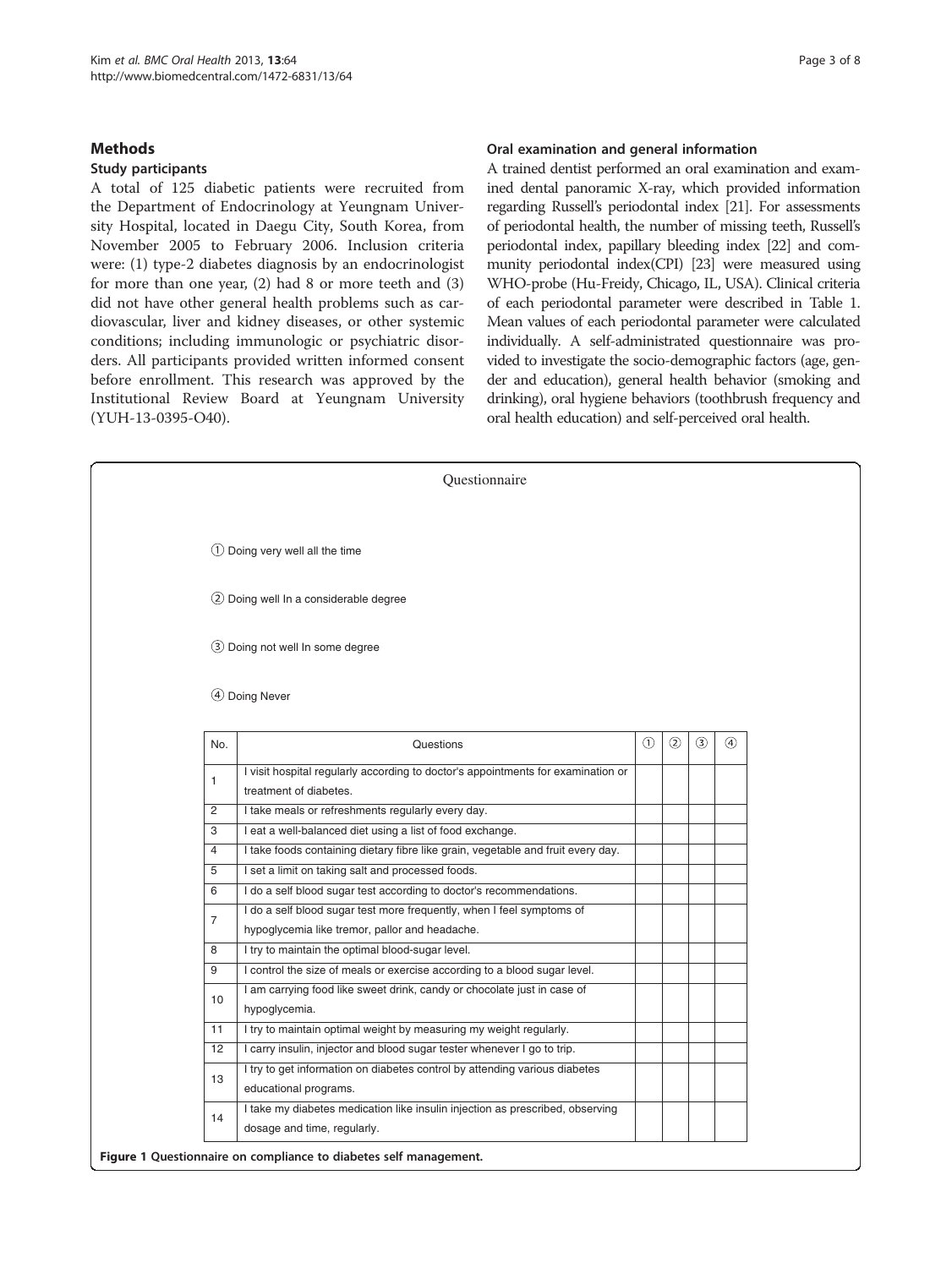## Methods

### Study participants

A total of 125 diabetic patients were recruited from the Department of Endocrinology at Yeungnam University Hospital, located in Daegu City, South Korea, from November 2005 to February 2006. Inclusion criteria were: (1) type-2 diabetes diagnosis by an endocrinologist for more than one year, (2) had 8 or more teeth and (3) did not have other general health problems such as cardiovascular, liver and kidney diseases, or other systemic conditions; including immunologic or psychiatric disorders. All participants provided written informed consent before enrollment. This research was approved by the Institutional Review Board at Yeungnam University (YUH-13-0395-O40).

### Oral examination and general information

A trained dentist performed an oral examination and examined dental panoramic X-ray, which provided information regarding Russell's periodontal index [21]. For assessments of periodontal health, the number of missing teeth, Russell's periodontal index, papillary bleeding index [22] and community periodontal index(CPI) [23] were measured using WHO-probe (Hu-Freidy, Chicago, IL, USA). Clinical criteria of each periodontal parameter were described in Table 1. Mean values of each periodontal parameter were calculated individually. A self-administrated questionnaire was provided to investigate the socio-demographic factors (age, gender and education), general health behavior (smoking and drinking), oral hygiene behaviors (toothbrush frequency and oral health education) and self-perceived oral health.

Questionnaire

① Doing very well all the time

② Doing well In a considerable degree

③ Doing not well In some degree

④ Doing Never

| No. | Questions | ① | ② | ③ | ④ |
|---|---|---|---|---|---|
| 1 | I visit hospital regularly according to doctor's appointments for examination or treatment of diabetes. | | | | |
| 2 | I take meals or refreshments regularly every day. | | | | |
| 3 | I eat a well-balanced diet using a list of food exchange. | | | | |
| 4 | I take foods containing dietary fibre like grain, vegetable and fruit every day. | | | | |
| 5 | I set a limit on taking salt and processed foods. | | | | |
| 6 | I do a self blood sugar test according to doctor's recommendations. | | | | |
| 7 | I do a self blood sugar test more frequently, when I feel symptoms of hypoglycemia like tremor, pallor and headache. | | | | |
| 8 | I try to maintain the optimal blood-sugar level. | | | | |
| 9 | I control the size of meals or exercise according to a blood sugar level. | | | | |
| 10 | I am carrying food like sweet drink, candy or chocolate just in case of hypoglycemia. | | | | |
| 11 | I try to maintain optimal weight by measuring my weight regularly. | | | | |
| 12 | I carry insulin, injector and blood sugar tester whenever I go to trip. | | | | |
| 13 | I try to get information on diabetes control by attending various diabetes educational programs. | | | | |
| 14 | I take my diabetes medication like insulin injection as prescribed, observing dosage and time, regularly. | | | | |

**Figure 1 Questionnaire on compliance to diabetes self management.**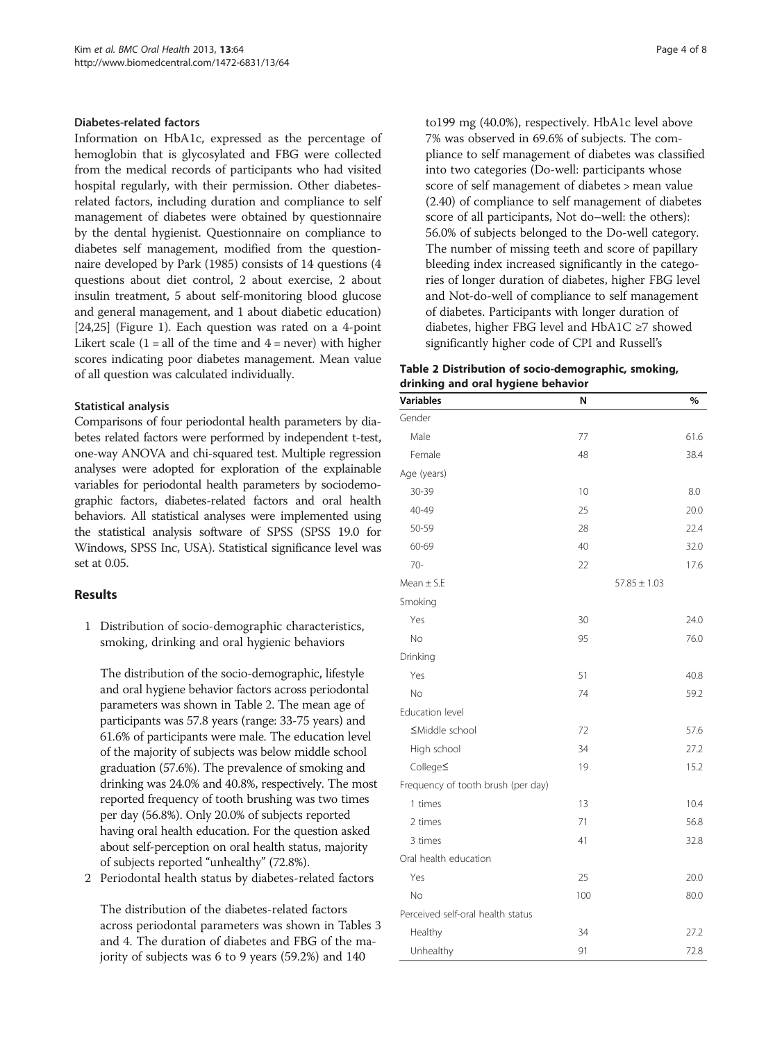### Diabetes-related factors

Information on HbA1c, expressed as the percentage of hemoglobin that is glycosylated and FBG were collected from the medical records of participants who had visited hospital regularly, with their permission. Other diabetes-related factors, including duration and compliance to self management of diabetes were obtained by questionnaire by the dental hygienist. Questionnaire on compliance to diabetes self management, modified from the questionnaire developed by Park (1985) consists of 14 questions (4 questions about diet control, 2 about exercise, 2 about insulin treatment, 5 about self-monitoring blood glucose and general management, and 1 about diabetic education) [24,25] (Figure 1). Each question was rated on a 4-point Likert scale (1 = all of the time and 4 = never) with higher scores indicating poor diabetes management. Mean value of all question was calculated individually.

### Statistical analysis

Comparisons of four periodontal health parameters by diabetes related factors were performed by independent t-test, one-way ANOVA and chi-squared test. Multiple regression analyses were adopted for exploration of the explainable variables for periodontal health parameters by sociodemographic factors, diabetes-related factors and oral health behaviors. All statistical analyses were implemented using the statistical analysis software of SPSS (SPSS 19.0 for Windows, SPSS Inc, USA). Statistical significance level was set at 0.05.

## Results

1 Distribution of socio-demographic characteristics, smoking, drinking and oral hygienic behaviors

The distribution of the socio-demographic, lifestyle and oral hygiene behavior factors across periodontal parameters was shown in Table 2. The mean age of participants was 57.8 years (range: 33-75 years) and 61.6% of participants were male. The education level of the majority of subjects was below middle school graduation (57.6%). The prevalence of smoking and drinking was 24.0% and 40.8%, respectively. The most reported frequency of tooth brushing was two times per day (56.8%). Only 20.0% of subjects reported having oral health education. For the question asked about self-perception on oral health status, majority of subjects reported "unhealthy" (72.8%).

2 Periodontal health status by diabetes-related factors

The distribution of the diabetes-related factors across periodontal parameters was shown in Tables 3 and 4. The duration of diabetes and FBG of the majority of subjects was 6 to 9 years (59.2%) and 140 to199 mg (40.0%), respectively. HbA1c level above 7% was observed in 69.6% of subjects. The compliance to self management of diabetes was classified into two categories (Do-well: participants whose score of self management of diabetes > mean value (2.40) of compliance to self management of diabetes score of all participants, Not do–well: the others): 56.0% of subjects belonged to the Do-well category. The number of missing teeth and score of papillary bleeding index increased significantly in the categories of longer duration of diabetes, higher FBG level and Not-do-well of compliance to self management of diabetes. Participants with longer duration of diabetes, higher FBG level and HbA1C ≥7 showed significantly higher code of CPI and Russell's

**Table 2 Distribution of socio-demographic, smoking, drinking and oral hygiene behavior**

| Variables | N | % |
|---|---|---|
| Gender | | |
| Male | 77 | 61.6 |
| Female | 48 | 38.4 |
| Age (years) | | |
| 30-39 | 10 | 8.0 |
| 40-49 | 25 | 20.0 |
| 50-59 | 28 | 22.4 |
| 60-69 | 40 | 32.0 |
| 70- | 22 | 17.6 |
| Mean ± S.E | 57.85 ± 1.03 | |
| Smoking | | |
| Yes | 30 | 24.0 |
| No | 95 | 76.0 |
| Drinking | | |
| Yes | 51 | 40.8 |
| No | 74 | 59.2 |
| Education level | | |
| ≤Middle school | 72 | 57.6 |
| High school | 34 | 27.2 |
| College≤ | 19 | 15.2 |
| Frequency of tooth brush (per day) | | |
| 1 times | 13 | 10.4 |
| 2 times | 71 | 56.8 |
| 3 times | 41 | 32.8 |
| Oral health education | | |
| Yes | 25 | 20.0 |
| No | 100 | 80.0 |
| Perceived self-oral health status | | |
| Healthy | 34 | 27.2 |
| Unhealthy | 91 | 72.8 |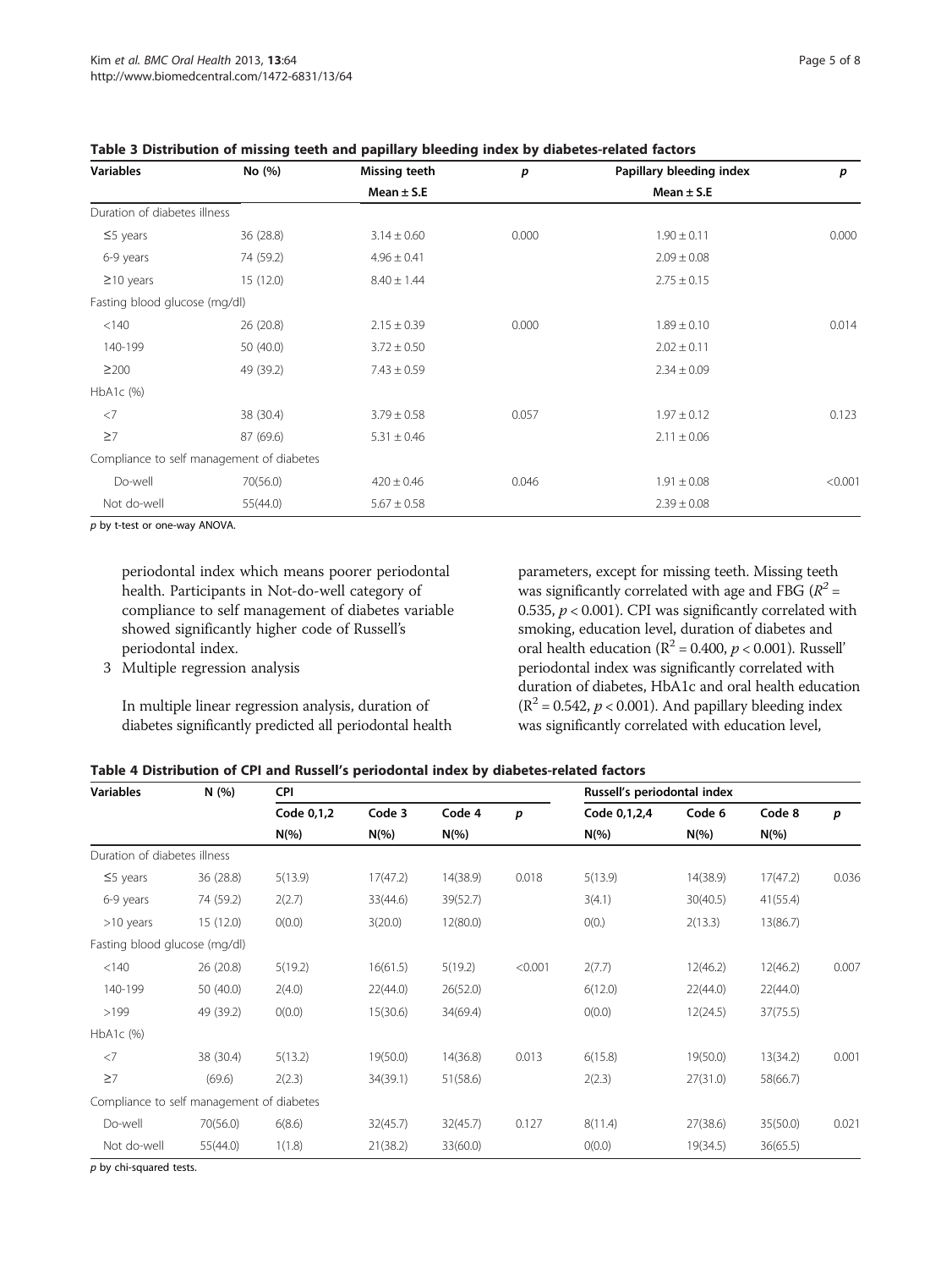**Table 3 Distribution of missing teeth and papillary bleeding index by diabetes-related factors**

| Variables | No (%) | Missing teeth | *p* | Papillary bleeding index | *p* |
|---|---|---|---|---|---|
| | | Mean ± S.E | | Mean ± S.E | |
| Duration of diabetes illness | | | | | |
| ≤5 years | 36 (28.8) | 3.14 ± 0.60 | 0.000 | 1.90 ± 0.11 | 0.000 |
| 6-9 years | 74 (59.2) | 4.96 ± 0.41 | | 2.09 ± 0.08 | |
| ≥10 years | 15 (12.0) | 8.40 ± 1.44 | | 2.75 ± 0.15 | |
| Fasting blood glucose (mg/dl) | | | | | |
| <140 | 26 (20.8) | 2.15 ± 0.39 | 0.000 | 1.89 ± 0.10 | 0.014 |
| 140-199 | 50 (40.0) | 3.72 ± 0.50 | | 2.02 ± 0.11 | |
| ≥200 | 49 (39.2) | 7.43 ± 0.59 | | 2.34 ± 0.09 | |
| HbA1c (%) | | | | | |
| <7 | 38 (30.4) | 3.79 ± 0.58 | 0.057 | 1.97 ± 0.12 | 0.123 |
| ≥7 | 87 (69.6) | 5.31 ± 0.46 | | 2.11 ± 0.06 | |
| Compliance to self management of diabetes | | | | | |
| Do-well | 70(56.0) | 420 ± 0.46 | 0.046 | 1.91 ± 0.08 | <0.001 |
| Not do-well | 55(44.0) | 5.67 ± 0.58 | | 2.39 ± 0.08 | |

*p* by t-test or one-way ANOVA.

periodontal index which means poorer periodontal health. Participants in Not-do-well category of compliance to self management of diabetes variable showed significantly higher code of Russell's periodontal index.

3. Multiple regression analysis

   In multiple linear regression analysis, duration of diabetes significantly predicted all periodontal health parameters, except for missing teeth. Missing teeth was significantly correlated with age and FBG ($R^2 = 0.535$, $p < 0.001$). CPI was significantly correlated with smoking, education level, duration of diabetes and oral health education ($R^2 = 0.400$, $p < 0.001$). Russell' periodontal index was significantly correlated with duration of diabetes, HbA1c and oral health education ($R^2 = 0.542$, $p < 0.001$). And papillary bleeding index was significantly correlated with education level,

**Table 4 Distribution of CPI and Russell's periodontal index by diabetes-related factors**

| Variables | N (%) | CPI | | | | Russell's periodontal index | | | |
|---|---|---|---|---|---|---|---|---|---|
| | | Code 0,1,2 | Code 3 | Code 4 | *p* | Code 0,1,2,4 | Code 6 | Code 8 | *p* |
| | | N(%) | N(%) | N(%) | | N(%) | N(%) | N(%) | |
| Duration of diabetes illness | | | | | | | | | |
| ≤5 years | 36 (28.8) | 5(13.9) | 17(47.2) | 14(38.9) | 0.018 | 5(13.9) | 14(38.9) | 17(47.2) | 0.036 |
| 6-9 years | 74 (59.2) | 2(2.7) | 33(44.6) | 39(52.7) | | 3(4.1) | 30(40.5) | 41(55.4) | |
| >10 years | 15 (12.0) | 0(0.0) | 3(20.0) | 12(80.0) | | 0(0.) | 2(13.3) | 13(86.7) | |
| Fasting blood glucose (mg/dl) | | | | | | | | | |
| <140 | 26 (20.8) | 5(19.2) | 16(61.5) | 5(19.2) | <0.001 | 2(7.7) | 12(46.2) | 12(46.2) | 0.007 |
| 140-199 | 50 (40.0) | 2(4.0) | 22(44.0) | 26(52.0) | | 6(12.0) | 22(44.0) | 22(44.0) | |
| >199 | 49 (39.2) | 0(0.0) | 15(30.6) | 34(69.4) | | 0(0.0) | 12(24.5) | 37(75.5) | |
| HbA1c (%) | | | | | | | | | |
| <7 | 38 (30.4) | 5(13.2) | 19(50.0) | 14(36.8) | 0.013 | 6(15.8) | 19(50.0) | 13(34.2) | 0.001 |
| ≥7 | (69.6) | 2(2.3) | 34(39.1) | 51(58.6) | | 2(2.3) | 27(31.0) | 58(66.7) | |
| Compliance to self management of diabetes | | | | | | | | | |
| Do-well | 70(56.0) | 6(8.6) | 32(45.7) | 32(45.7) | 0.127 | 8(11.4) | 27(38.6) | 35(50.0) | 0.021 |
| Not do-well | 55(44.0) | 1(1.8) | 21(38.2) | 33(60.0) | | 0(0.0) | 19(34.5) | 36(65.5) | |

*p* by chi-squared tests.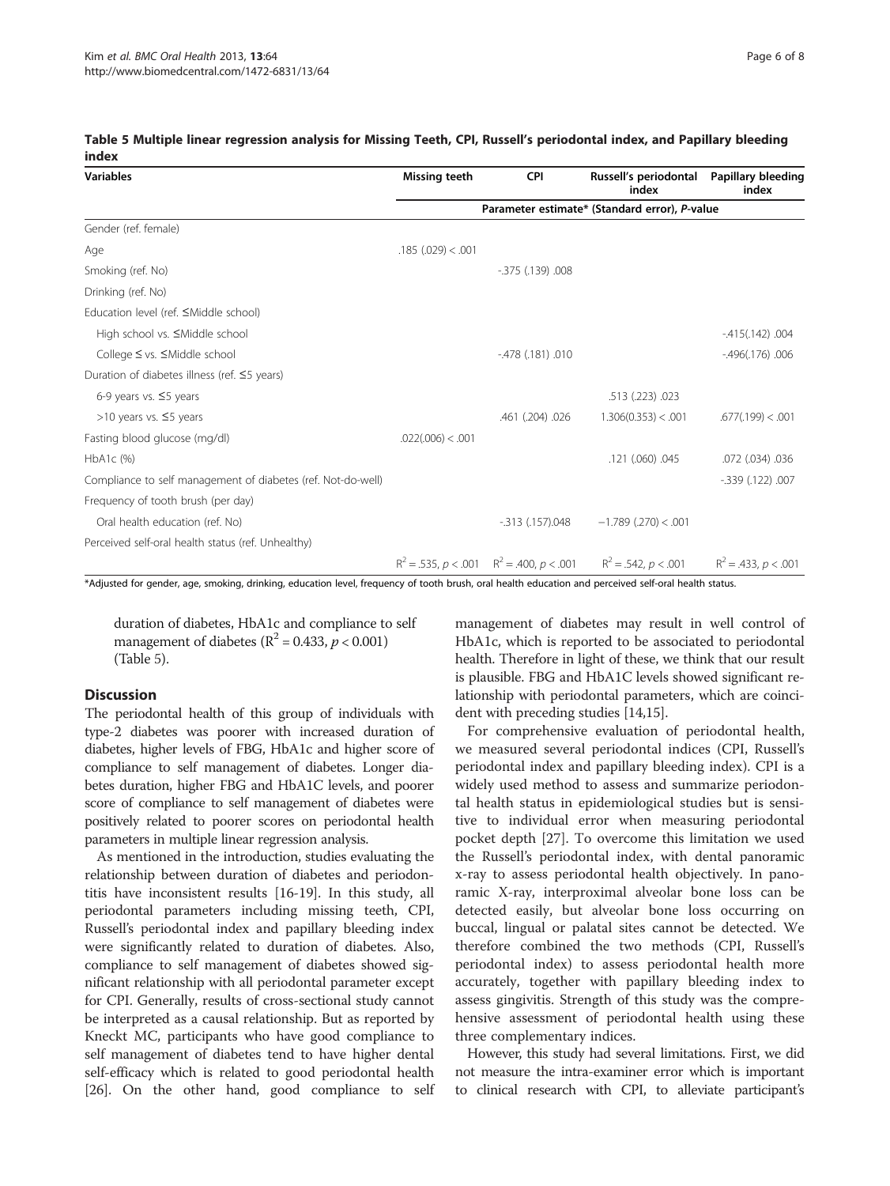**Table 5 Multiple linear regression analysis for Missing Teeth, CPI, Russell's periodontal index, and Papillary bleeding index**

| Variables | Missing teeth | CPI | Russell's periodontal index | Papillary bleeding index |
|---|---|---|---|---|
| | Parameter estimate* (Standard error), *P*-value | | | |
| Gender (ref. female) | | | | |
| Age | .185 (.029) < .001 | | | |
| Smoking (ref. No) | | -.375 (.139) .008 | | |
| Drinking (ref. No) | | | | |
| Education level (ref. ≤Middle school) | | | | |
| High school vs. ≤Middle school | | | | -.415(.142) .004 |
| College ≤ vs. ≤Middle school | | -.478 (.181) .010 | | -.496(.176) .006 |
| Duration of diabetes illness (ref. ≤5 years) | | | | |
| 6-9 years vs. ≤5 years | | | .513 (.223) .023 | |
| >10 years vs. ≤5 years | | .461 (.204) .026 | 1.306(0.353) < .001 | .677(.199) < .001 |
| Fasting blood glucose (mg/dl) | .022(.006) < .001 | | | |
| HbA1c (%) | | | .121 (.060) .045 | .072 (.034) .036 |
| Compliance to self management of diabetes (ref. Not-do-well) | | | | -.339 (.122) .007 |
| Frequency of tooth brush (per day) | | | | |
| Oral health education (ref. No) | | -.313 (.157).048 | −1.789 (.270) < .001 | |
| Perceived self-oral health status (ref. Unhealthy) | | | | |
| | $R^2 = .535$, $p < .001$ | $R^2 = .400$, $p < .001$ | $R^2 = .542$, $p < .001$ | $R^2 = .433$, $p < .001$ |

*Adjusted for gender, age, smoking, drinking, education level, frequency of tooth brush, oral health education and perceived self-oral health status.

duration of diabetes, HbA1c and compliance to self management of diabetes ($R^2 = 0.433$, $p < 0.001$) (Table 5).

## Discussion

The periodontal health of this group of individuals with type-2 diabetes was poorer with increased duration of diabetes, higher levels of FBG, HbA1c and higher score of compliance to self management of diabetes. Longer diabetes duration, higher FBG and HbA1C levels, and poorer score of compliance to self management of diabetes were positively related to poorer scores on periodontal health parameters in multiple linear regression analysis.

As mentioned in the introduction, studies evaluating the relationship between duration of diabetes and periodontitis have inconsistent results [16-19]. In this study, all periodontal parameters including missing teeth, CPI, Russell's periodontal index and papillary bleeding index were significantly related to duration of diabetes. Also, compliance to self management of diabetes showed significant relationship with all periodontal parameter except for CPI. Generally, results of cross-sectional study cannot be interpreted as a causal relationship. But as reported by Kneckt MC, participants who have good compliance to self management of diabetes tend to have higher dental self-efficacy which is related to good periodontal health [26]. On the other hand, good compliance to self management of diabetes may result in well control of HbA1c, which is reported to be associated to periodontal health. Therefore in light of these, we think that our result is plausible. FBG and HbA1C levels showed significant relationship with periodontal parameters, which are coincident with preceding studies [14,15].

For comprehensive evaluation of periodontal health, we measured several periodontal indices (CPI, Russell's periodontal index and papillary bleeding index). CPI is a widely used method to assess and summarize periodontal health status in epidemiological studies but is sensitive to individual error when measuring periodontal pocket depth [27]. To overcome this limitation we used the Russell's periodontal index, with dental panoramic x-ray to assess periodontal health objectively. In panoramic X-ray, interproximal alveolar bone loss can be detected easily, but alveolar bone loss occurring on buccal, lingual or palatal sites cannot be detected. We therefore combined the two methods (CPI, Russell's periodontal index) to assess periodontal health more accurately, together with papillary bleeding index to assess gingivitis. Strength of this study was the comprehensive assessment of periodontal health using these three complementary indices.

However, this study had several limitations. First, we did not measure the intra-examiner error which is important to clinical research with CPI, to alleviate participant's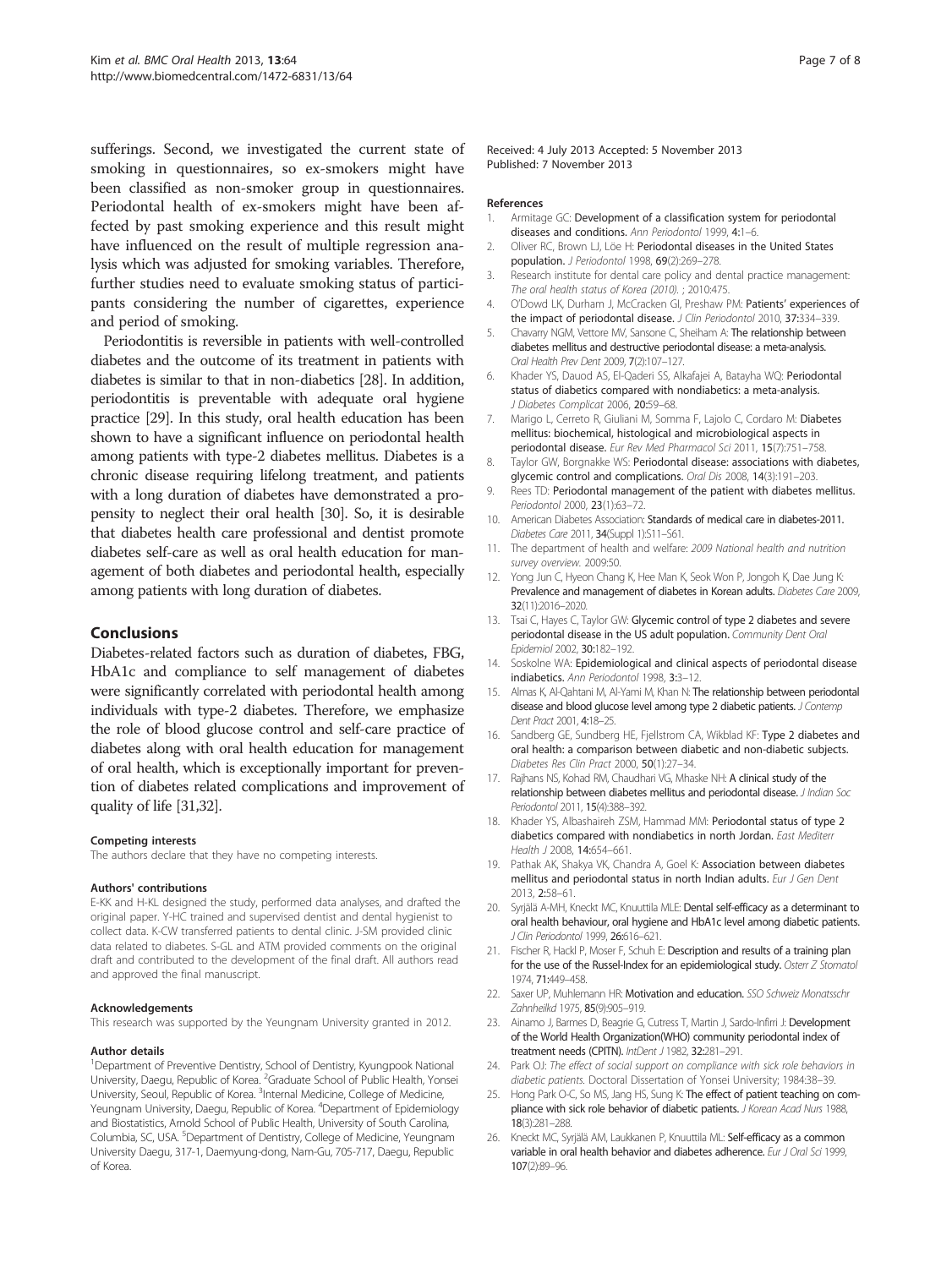sufferings. Second, we investigated the current state of smoking in questionnaires, so ex-smokers might have been classified as non-smoker group in questionnaires. Periodontal health of ex-smokers might have been affected by past smoking experience and this result might have influenced on the result of multiple regression analysis which was adjusted for smoking variables. Therefore, further studies need to evaluate smoking status of participants considering the number of cigarettes, experience and period of smoking.

Periodontitis is reversible in patients with well-controlled diabetes and the outcome of its treatment in patients with diabetes is similar to that in non-diabetics [28]. In addition, periodontitis is preventable with adequate oral hygiene practice [29]. In this study, oral health education has been shown to have a significant influence on periodontal health among patients with type-2 diabetes mellitus. Diabetes is a chronic disease requiring lifelong treatment, and patients with a long duration of diabetes have demonstrated a propensity to neglect their oral health [30]. So, it is desirable that diabetes health care professional and dentist promote diabetes self-care as well as oral health education for management of both diabetes and periodontal health, especially among patients with long duration of diabetes.

## Conclusions

Diabetes-related factors such as duration of diabetes, FBG, HbA1c and compliance to self management of diabetes were significantly correlated with periodontal health among individuals with type-2 diabetes. Therefore, we emphasize the role of blood glucose control and self-care practice of diabetes along with oral health education for management of oral health, which is exceptionally important for prevention of diabetes related complications and improvement of quality of life [31,32].

#### Competing interests

The authors declare that they have no competing interests.

#### Authors' contributions

E-KK and H-KL designed the study, performed data analyses, and drafted the original paper. Y-HC trained and supervised dentist and dental hygienist to collect data. K-CW transferred patients to dental clinic. J-SM provided clinic data related to diabetes. S-GL and ATM provided comments on the original draft and contributed to the development of the final draft. All authors read and approved the final manuscript.

#### Acknowledgements

This research was supported by the Yeungnam University granted in 2012.

#### Author details

[1]Department of Preventive Dentistry, School of Dentistry, Kyungpook National University, Daegu, Republic of Korea. [2]Graduate School of Public Health, Yonsei University, Seoul, Republic of Korea. [3]Internal Medicine, College of Medicine, Yeungnam University, Daegu, Republic of Korea. [4]Department of Epidemiology and Biostatistics, Arnold School of Public Health, University of South Carolina, Columbia, SC, USA. [5]Department of Dentistry, College of Medicine, Yeungnam University Daegu, 317-1, Daemyung-dong, Nam-Gu, 705-717, Daegu, Republic of Korea.

Received: 4 July 2013 Accepted: 5 November 2013
Published: 7 November 2013

#### References

1. Armitage GC: **Development of a classification system for periodontal diseases and conditions.** *Ann Periodontol* 1999, **4**:1–6.
2. Oliver RC, Brown LJ, Löe H: **Periodontal diseases in the United States population.** *J Periodontol* 1998, **69**(2):269–278.
3. Research institute for dental care policy and dental practice management: *The oral health status of Korea (2010).* ; 2010:475.
4. O'Dowd LK, Durham J, McCracken GI, Preshaw PM: **Patients' experiences of the impact of periodontal disease.** *J Clin Periodontol* 2010, **37**:334–339.
5. Chavarry NGM, Vettore MV, Sansone C, Sheiham A: **The relationship between diabetes mellitus and destructive periodontal disease: a meta-analysis.** *Oral Health Prev Dent* 2009, **7**(2):107–127.
6. Khader YS, Dauod AS, El-Qaderi SS, Alkafajei A, Batayha WQ: **Periodontal status of diabetics compared with nondiabetics: a meta-analysis.** *J Diabetes Complicat* 2006, **20**:59–68.
7. Marigo L, Cerreto R, Giuliani M, Somma F, Lajolo C, Cordaro M: **Diabetes mellitus: biochemical, histological and microbiological aspects in periodontal disease.** *Eur Rev Med Pharmacol Sci* 2011, **15**(7):751–758.
8. Taylor GW, Borgnakke WS: **Periodontal disease: associations with diabetes, glycemic control and complications.** *Oral Dis* 2008, **14**(3):191–203.
9. Rees TD: **Periodontal management of the patient with diabetes mellitus.** *Periodontol* 2000, **23**(1):63–72.
10. American Diabetes Association: **Standards of medical care in diabetes-2011.** *Diabetes Care* 2011, **34**(Suppl 1):S11–S61.
11. The department of health and welfare: *2009 National health and nutrition survey overview.* 2009:50.
12. Yong Jun C, Hyeon Chang K, Hee Man K, Seok Won P, Jongoh K, Dae Jung K: **Prevalence and management of diabetes in Korean adults.** *Diabetes Care* 2009, **32**(11):2016–2020.
13. Tsai C, Hayes C, Taylor GW: **Glycemic control of type 2 diabetes and severe periodontal disease in the US adult population.** *Community Dent Oral Epidemiol* 2002, **30**:182–192.
14. Soskolne WA: **Epidemiological and clinical aspects of periodontal disease indiabetics.** *Ann Periodontol* 1998, **3**:3–12.
15. Almas K, Al-Qahtani M, Al-Yami M, Khan N: **The relationship between periodontal disease and blood glucose level among type 2 diabetic patients.** *J Contemp Dent Pract* 2001, **4**:18–25.
16. Sandberg GE, Sundberg HE, Fjellstrom CA, Wikblad KF: **Type 2 diabetes and oral health: a comparison between diabetic and non-diabetic subjects.** *Diabetes Res Clin Pract* 2000, **50**(1):27–34.
17. Rajhans NS, Kohad RM, Chaudhari VG, Mhaske NH: **A clinical study of the relationship between diabetes mellitus and periodontal disease.** *J Indian Soc Periodontol* 2011, **15**(4):388–392.
18. Khader YS, Albashaireh ZSM, Hammad MM: **Periodontal status of type 2 diabetics compared with nondiabetics in north Jordan.** *East Mediterr Health J* 2008, **14**:654–661.
19. Pathak AK, Shakya VK, Chandra A, Goel K: **Association between diabetes mellitus and periodontal status in north Indian adults.** *Eur J Gen Dent* 2013, **2**:58–61.
20. Syrjälä A-MH, Kneckt MC, Knuuttila MLE: **Dental self-efficacy as a determinant to oral health behaviour, oral hygiene and HbA1c level among diabetic patients.** *J Clin Periodontol* 1999, **26**:616–621.
21. Fischer R, Hackl P, Moser F, Schuh E: **Description and results of a training plan for the use of the Russel-Index for an epidemiological study.** *Osterr Z Stomatol* 1974, **71**:449–458.
22. Saxer UP, Muhlemann HR: **Motivation and education.** *SSO Schweiz Monatsschr Zahnheilkd* 1975, **85**(9):905–919.
23. Ainamo J, Barmes D, Beagrie G, Cutress T, Martin J, Sardo-Infirri J: **Development of the World Health Organization(WHO) community periodontal index of treatment needs (CPITN).** *IntDent J* 1982, **32**:281–291.
24. Park OJ: *The effect of social support on compliance with sick role behaviors in diabetic patients.* Doctoral Dissertation of Yonsei University; 1984:38–39.
25. Hong Park O-C, So MS, Jang HS, Sung K: **The effect of patient teaching on compliance with sick role behavior of diabetic patients.** *J Korean Acad Nurs* 1988, **18**(3):281–288.
26. Kneckt MC, Syrjälä AM, Laukkanen P, Knuttila ML: **Self-efficacy as a common variable in oral health behavior and diabetes adherence.** *Eur J Oral Sci* 1999, **107**(2):89–96.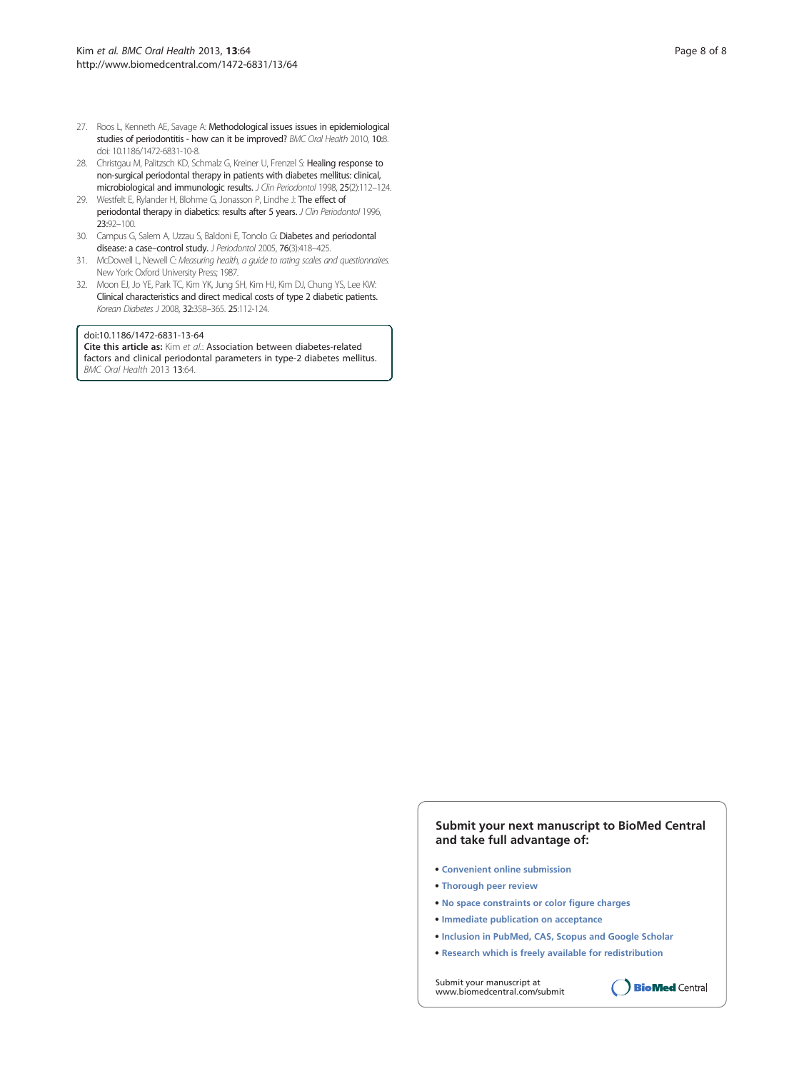27. Roos L, Kenneth AE, Savage A: **Methodological issues issues in epidemiological studies of periodontitis - how can it be improved?** *BMC Oral Health* 2010, **10**:8. doi: 10.1186/1472-6831-10-8.
28. Christgau M, Palitzsch KD, Schmalz G, Kreiner U, Frenzel S: **Healing response to non-surgical periodontal therapy in patients with diabetes mellitus: clinical, microbiological and immunologic results.** *J Clin Periodontol* 1998, **25**(2):112–124.
29. Westfelt E, Rylander H, Blohme G, Jonasson P, Lindhe J: **The effect of periodontal therapy in diabetics: results after 5 years.** *J Clin Periodontol* 1996, **23**:92–100.
30. Campus G, Salem A, Uzzau S, Baldoni E, Tonolo G: **Diabetes and periodontal disease: a case–control study.** *J Periodontol* 2005, **76**(3):418–425.
31. McDowell L, Newell C: *Measuring health, a guide to rating scales and questionnaires.* New York: Oxford University Press; 1987.
32. Moon EJ, Jo YE, Park TC, Kim YK, Jung SH, Kim HJ, Kim DJ, Chung YS, Lee KW: **Clinical characteristics and direct medical costs of type 2 diabetic patients.** *Korean Diabetes J* 2008, **32**:358–365. **25**:112-124.

doi:10.1186/1472-6831-13-64

**Cite this article as:** Kim *et al.*: Association between diabetes-related factors and clinical periodontal parameters in type-2 diabetes mellitus. *BMC Oral Health* 2013 **13**:64.

**Submit your next manuscript to BioMed Central and take full advantage of:**

- **Convenient online submission**
- **Thorough peer review**
- **No space constraints or color figure charges**
- **Immediate publication on acceptance**
- **Inclusion in PubMed, CAS, Scopus and Google Scholar**
- **Research which is freely available for redistribution**

Submit your manuscript at
www.biomedcentral.com/submit

BioMed Central